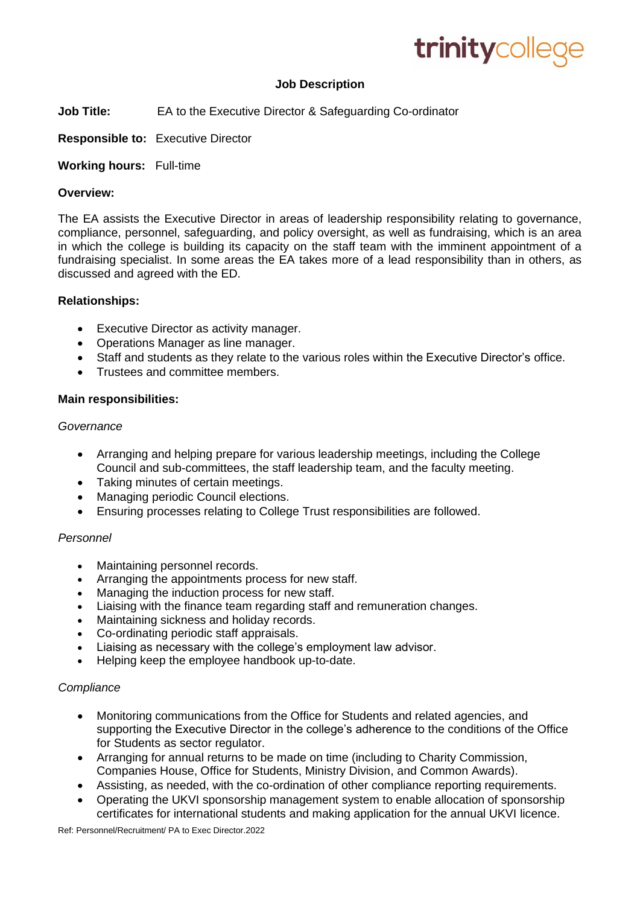trinitycollege

# Job Description

**Job Title:** EA to the Executive Director & Safeguarding Co-ordinator

**Responsible to:** Executive Director

**Working hours:** Full-time

**Overview:**

The EA assists the Executive Director in areas of leadership responsibility relating to governance, compliance, personnel, safeguarding, and policy oversight, as well as fundraising, which is an area in which the college is building its capacity on the staff team with the imminent appointment of a fundraising specialist. In some areas the EA takes more of a lead responsibility than in others, as discussed and agreed with the ED.

**Relationships:**

- Executive Director as activity manager.
- Operations Manager as line manager.
- Staff and students as they relate to the various roles within the Executive Director's office.
- Trustees and committee members.

**Main responsibilities:**

*Governance*

- Arranging and helping prepare for various leadership meetings, including the College Council and sub-committees, the staff leadership team, and the faculty meeting.
- Taking minutes of certain meetings.
- Managing periodic Council elections.
- Ensuring processes relating to College Trust responsibilities are followed.

*Personnel*

- Maintaining personnel records.
- Arranging the appointments process for new staff.
- Managing the induction process for new staff.
- Liaising with the finance team regarding staff and remuneration changes.
- Maintaining sickness and holiday records.
- Co-ordinating periodic staff appraisals.
- Liaising as necessary with the college's employment law advisor.
- Helping keep the employee handbook up-to-date.

*Compliance*

- Monitoring communications from the Office for Students and related agencies, and supporting the Executive Director in the college's adherence to the conditions of the Office for Students as sector regulator.
- Arranging for annual returns to be made on time (including to Charity Commission, Companies House, Office for Students, Ministry Division, and Common Awards).
- Assisting, as needed, with the co-ordination of other compliance reporting requirements.
- Operating the UKVI sponsorship management system to enable allocation of sponsorship certificates for international students and making application for the annual UKVI licence.

Ref: Personnel/Recruitment/ PA to Exec Director.2022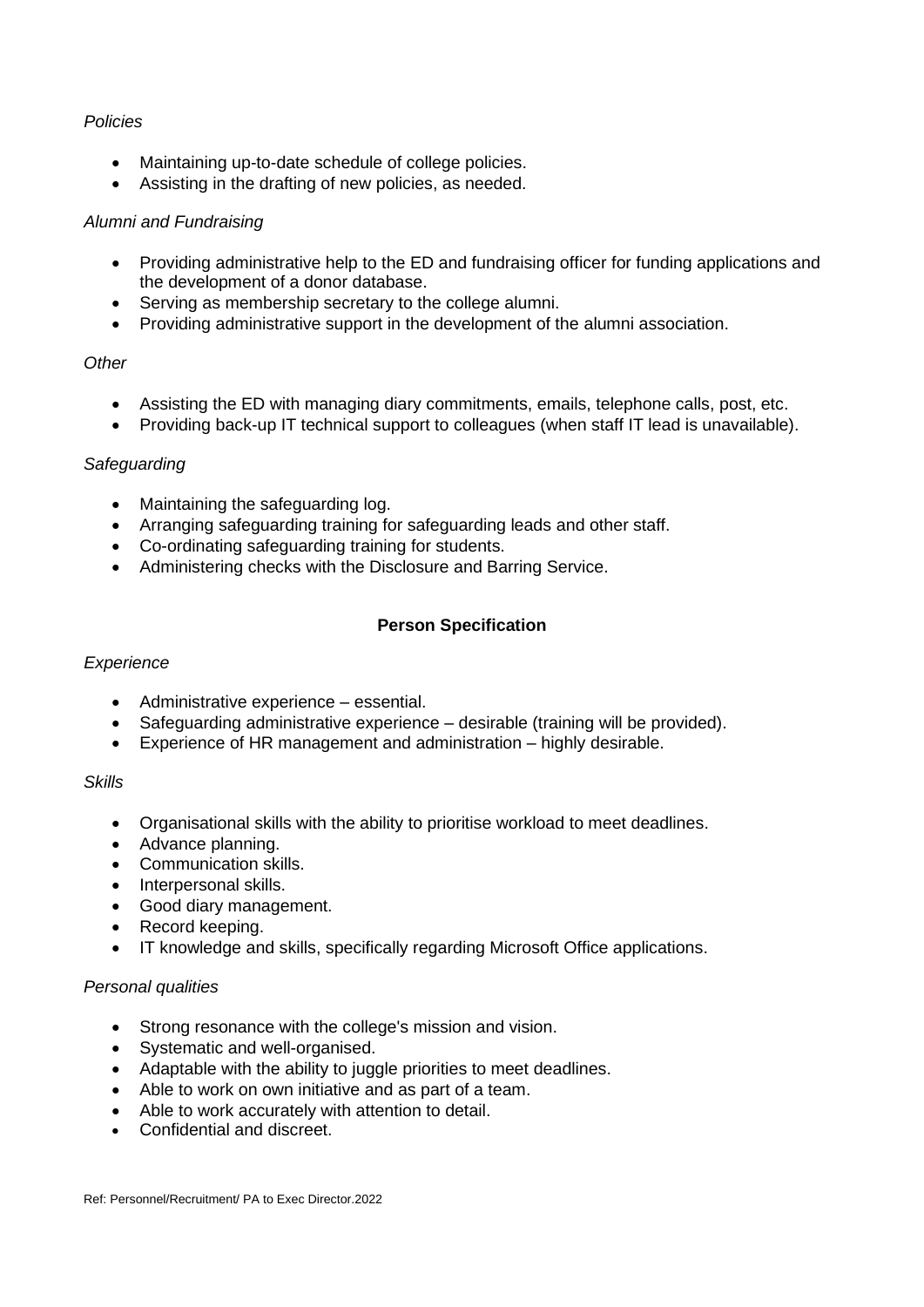*Policies*

- Maintaining up-to-date schedule of college policies.
- Assisting in the drafting of new policies, as needed.

*Alumni and Fundraising*

- Providing administrative help to the ED and fundraising officer for funding applications and the development of a donor database.
- Serving as membership secretary to the college alumni.
- Providing administrative support in the development of the alumni association.

*Other*

- Assisting the ED with managing diary commitments, emails, telephone calls, post, etc.
- Providing back-up IT technical support to colleagues (when staff IT lead is unavailable).

*Safeguarding*

- Maintaining the safeguarding log.
- Arranging safeguarding training for safeguarding leads and other staff.
- Co-ordinating safeguarding training for students.
- Administering checks with the Disclosure and Barring Service.

## Person Specification

*Experience*

- Administrative experience – essential.
- Safeguarding administrative experience – desirable (training will be provided).
- Experience of HR management and administration – highly desirable.

*Skills*

- Organisational skills with the ability to prioritise workload to meet deadlines.
- Advance planning.
- Communication skills.
- Interpersonal skills.
- Good diary management.
- Record keeping.
- IT knowledge and skills, specifically regarding Microsoft Office applications.

*Personal qualities*

- Strong resonance with the college's mission and vision.
- Systematic and well-organised.
- Adaptable with the ability to juggle priorities to meet deadlines.
- Able to work on own initiative and as part of a team.
- Able to work accurately with attention to detail.
- Confidential and discreet.

Ref: Personnel/Recruitment/ PA to Exec Director.2022